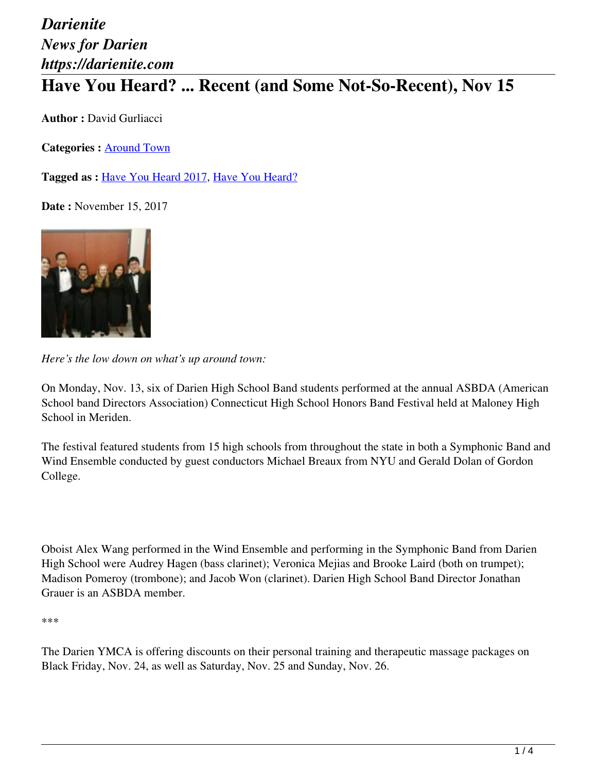*Darienite*
*News for Darien*
*https://darienite.com*

# Have You Heard? ... Recent (and Some Not-So-Recent), Nov 15

**Author :** David Gurliacci

**Categories :** [Around Town]

**Tagged as :** [Have You Heard 2017], [Have You Heard?]

**Date :** November 15, 2017

*Here's the low down on what's up around town:*

On Monday, Nov. 13, six of Darien High School Band students performed at the annual ASBDA (American School band Directors Association) Connecticut High School Honors Band Festival held at Maloney High School in Meriden.

The festival featured students from 15 high schools from throughout the state in both a Symphonic Band and Wind Ensemble conducted by guest conductors Michael Breaux from NYU and Gerald Dolan of Gordon College.

Oboist Alex Wang performed in the Wind Ensemble and performing in the Symphonic Band from Darien High School were Audrey Hagen (bass clarinet); Veronica Mejias and Brooke Laird (both on trumpet); Madison Pomeroy (trombone); and Jacob Won (clarinet). Darien High School Band Director Jonathan Grauer is an ASBDA member.

\*\*\*

The Darien YMCA is offering discounts on their personal training and therapeutic massage packages on Black Friday, Nov. 24, as well as Saturday, Nov. 25 and Sunday, Nov. 26.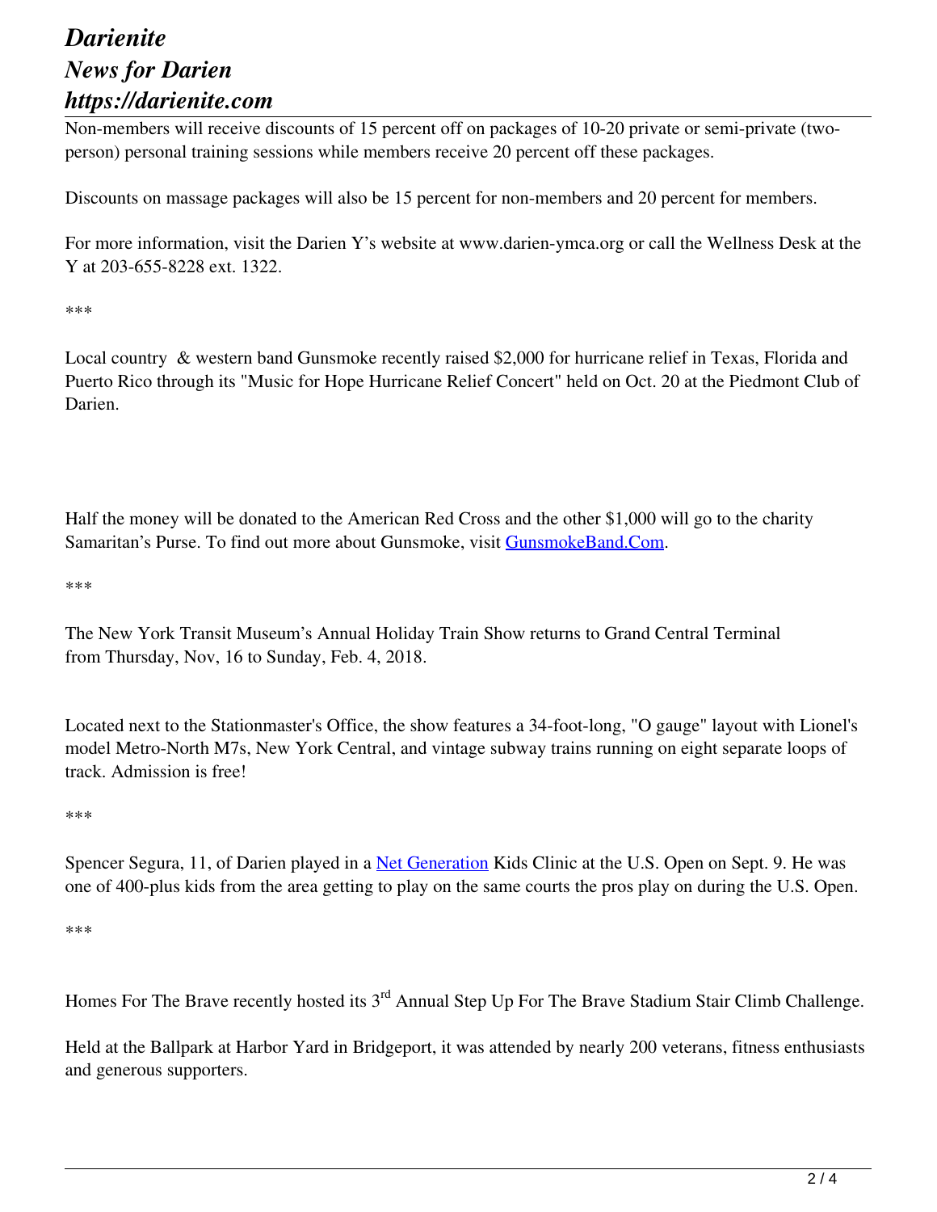Non-members will receive discounts of 15 percent off on packages of 10-20 private or semi-private (two-person) personal training sessions while members receive 20 percent off these packages.

Discounts on massage packages will also be 15 percent for non-members and 20 percent for members.

For more information, visit the Darien Y's website at www.darien-ymca.org or call the Wellness Desk at the Y at 203-655-8228 ext. 1322.

***

Local country & western band Gunsmoke recently raised $2,000 for hurricane relief in Texas, Florida and Puerto Rico through its "Music for Hope Hurricane Relief Concert" held on Oct. 20 at the Piedmont Club of Darien.

Half the money will be donated to the American Red Cross and the other $1,000 will go to the charity Samaritan's Purse. To find out more about Gunsmoke, visit GunsmokeBand.Com.

***

The New York Transit Museum's Annual Holiday Train Show returns to Grand Central Terminal from Thursday, Nov, 16 to Sunday, Feb. 4, 2018.

Located next to the Stationmaster's Office, the show features a 34-foot-long, "O gauge" layout with Lionel's model Metro-North M7s, New York Central, and vintage subway trains running on eight separate loops of track. Admission is free!

***

Spencer Segura, 11, of Darien played in a Net Generation Kids Clinic at the U.S. Open on Sept. 9. He was one of 400-plus kids from the area getting to play on the same courts the pros play on during the U.S. Open.

***

Homes For The Brave recently hosted its 3rd Annual Step Up For The Brave Stadium Stair Climb Challenge.

Held at the Ballpark at Harbor Yard in Bridgeport, it was attended by nearly 200 veterans, fitness enthusiasts and generous supporters.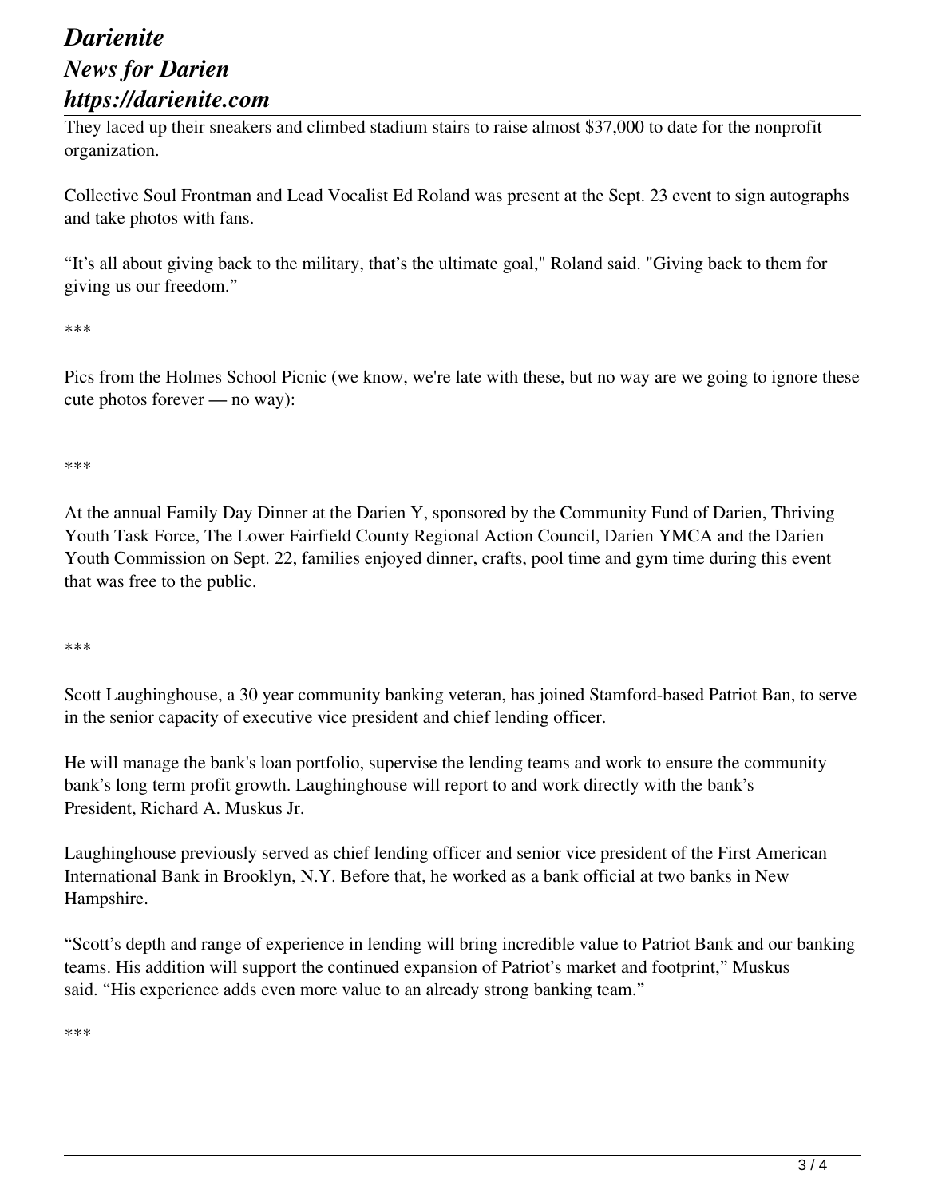They laced up their sneakers and climbed stadium stairs to raise almost $37,000 to date for the nonprofit organization.

Collective Soul Frontman and Lead Vocalist Ed Roland was present at the Sept. 23 event to sign autographs and take photos with fans.

“It’s all about giving back to the military, that’s the ultimate goal," Roland said. "Giving back to them for giving us our freedom.”

***

Pics from the Holmes School Picnic (we know, we're late with these, but no way are we going to ignore these cute photos forever — no way):

***

At the annual Family Day Dinner at the Darien Y, sponsored by the Community Fund of Darien, Thriving Youth Task Force, The Lower Fairfield County Regional Action Council, Darien YMCA and the Darien Youth Commission on Sept. 22, families enjoyed dinner, crafts, pool time and gym time during this event that was free to the public.

***

Scott Laughinghouse, a 30 year community banking veteran, has joined Stamford-based Patriot Ban, to serve in the senior capacity of executive vice president and chief lending officer.

He will manage the bank's loan portfolio, supervise the lending teams and work to ensure the community bank’s long term profit growth. Laughinghouse will report to and work directly with the bank’s President, Richard A. Muskus Jr.

Laughinghouse previously served as chief lending officer and senior vice president of the First American International Bank in Brooklyn, N.Y. Before that, he worked as a bank official at two banks in New Hampshire.

“Scott’s depth and range of experience in lending will bring incredible value to Patriot Bank and our banking teams. His addition will support the continued expansion of Patriot’s market and footprint,” Muskus said. “His experience adds even more value to an already strong banking team.”

***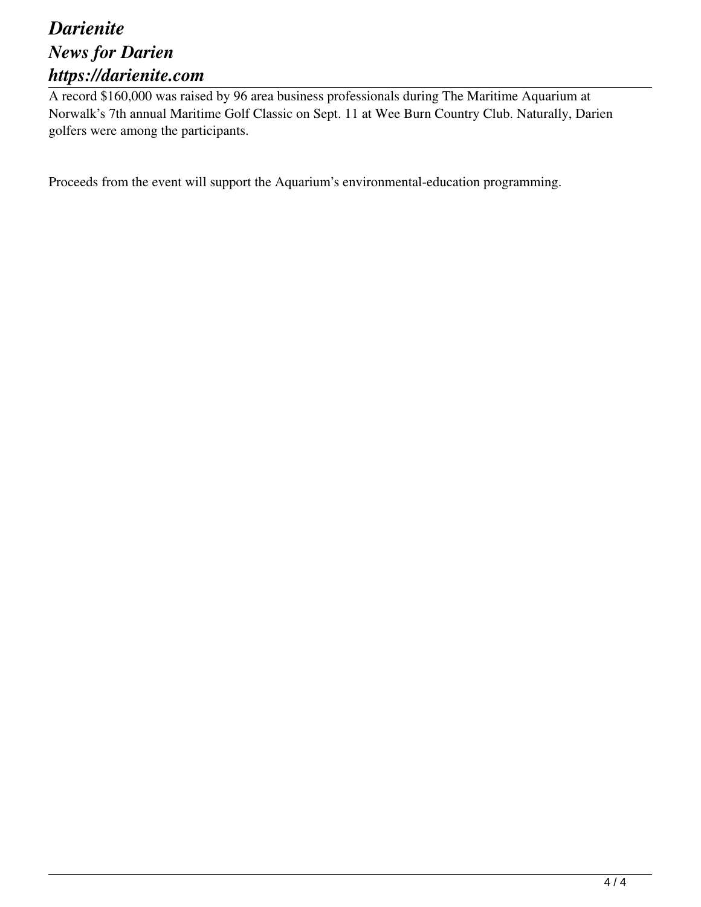A record $160,000 was raised by 96 area business professionals during The Maritime Aquarium at Norwalk's 7th annual Maritime Golf Classic on Sept. 11 at Wee Burn Country Club. Naturally, Darien golfers were among the participants.

Proceeds from the event will support the Aquarium's environmental-education programming.